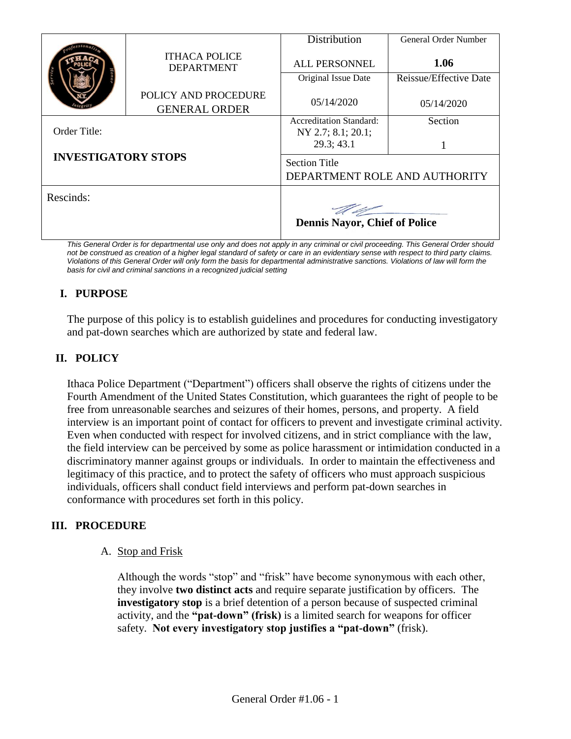| | ITHACA POLICE DEPARTMENT<br><br>POLICE AND PROCEDURE GENERAL ORDER | Distribution<br><br>ALL PERSONNEL | General Order Number<br><br>**1.06** |
|---|---|---|---|
| | | Original Issue Date<br><br>05/14/2020 | Reissue/Effective Date<br><br>05/14/2020 |
| Order Title:<br><br>**INVESTIGATORY STOPS** | | Accreditation Standard:<br>NY 2.7; 8.1; 20.1; 29.3; 43.1 | Section<br><br>1 |
| | | Section Title<br>DEPARTMENT ROLE AND AUTHORITY | |
| Rescinds: | | **Dennis Nayor, Chief of Police** | |

*This General Order is for departmental use only and does not apply in any criminal or civil proceeding. This General Order should not be construed as creation of a higher legal standard of safety or care in an evidentiary sense with respect to third party claims. Violations of this General Order will only form the basis for departmental administrative sanctions. Violations of law will form the basis for civil and criminal sanctions in a recognized judicial setting*

## I. PURPOSE

The purpose of this policy is to establish guidelines and procedures for conducting investigatory and pat-down searches which are authorized by state and federal law.

## II. POLICY

Ithaca Police Department ("Department") officers shall observe the rights of citizens under the Fourth Amendment of the United States Constitution, which guarantees the right of people to be free from unreasonable searches and seizures of their homes, persons, and property. A field interview is an important point of contact for officers to prevent and investigate criminal activity. Even when conducted with respect for involved citizens, and in strict compliance with the law, the field interview can be perceived by some as police harassment or intimidation conducted in a discriminatory manner against groups or individuals. In order to maintain the effectiveness and legitimacy of this practice, and to protect the safety of officers who must approach suspicious individuals, officers shall conduct field interviews and perform pat-down searches in conformance with procedures set forth in this policy.

## III. PROCEDURE

### A. Stop and Frisk

Although the words "stop" and "frisk" have become synonymous with each other, they involve **two distinct acts** and require separate justification by officers. The **investigatory stop** is a brief detention of a person because of suspected criminal activity, and the **"pat-down" (frisk)** is a limited search for weapons for officer safety. **Not every investigatory stop justifies a "pat-down"** (frisk).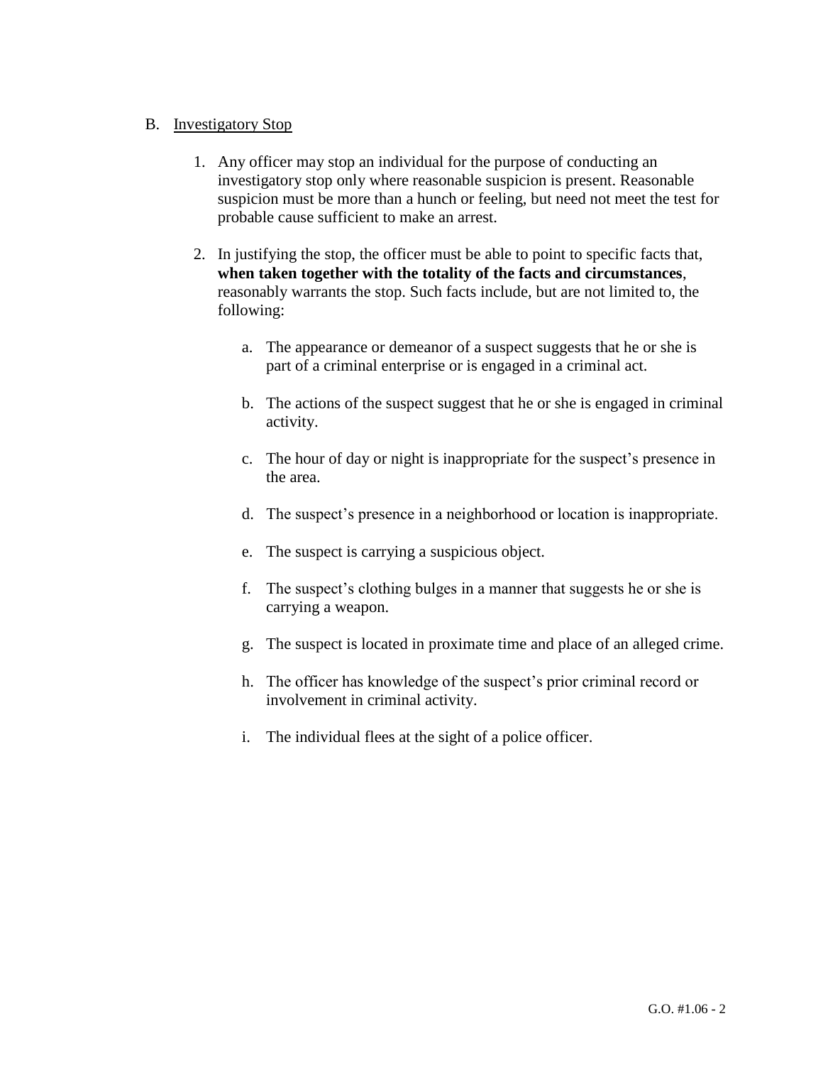B. Investigatory Stop

1. Any officer may stop an individual for the purpose of conducting an investigatory stop only where reasonable suspicion is present. Reasonable suspicion must be more than a hunch or feeling, but need not meet the test for probable cause sufficient to make an arrest.

2. In justifying the stop, the officer must be able to point to specific facts that, **when taken together with the totality of the facts and circumstances**, reasonably warrants the stop. Such facts include, but are not limited to, the following:

   a. The appearance or demeanor of a suspect suggests that he or she is part of a criminal enterprise or is engaged in a criminal act.

   b. The actions of the suspect suggest that he or she is engaged in criminal activity.

   c. The hour of day or night is inappropriate for the suspect's presence in the area.

   d. The suspect's presence in a neighborhood or location is inappropriate.

   e. The suspect is carrying a suspicious object.

   f. The suspect's clothing bulges in a manner that suggests he or she is carrying a weapon.

   g. The suspect is located in proximate time and place of an alleged crime.

   h. The officer has knowledge of the suspect's prior criminal record or involvement in criminal activity.

   i. The individual flees at the sight of a police officer.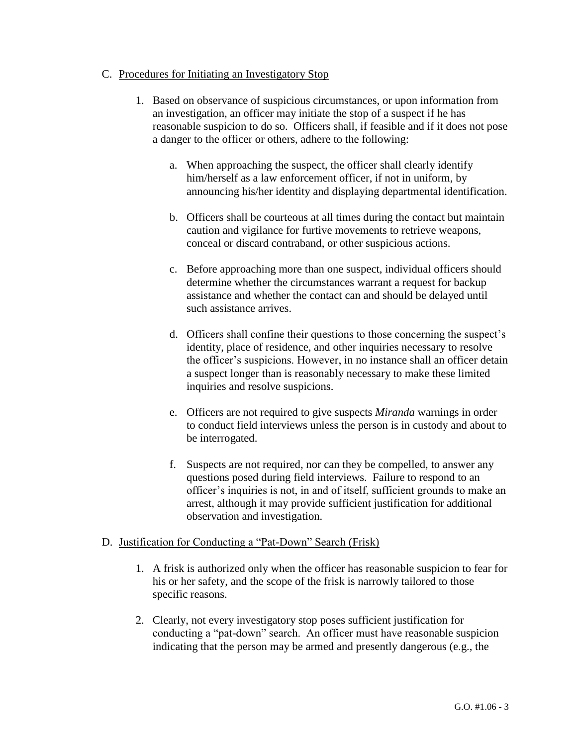C. Procedures for Initiating an Investigatory Stop

1. Based on observance of suspicious circumstances, or upon information from an investigation, an officer may initiate the stop of a suspect if he has reasonable suspicion to do so. Officers shall, if feasible and if it does not pose a danger to the officer or others, adhere to the following:

   a. When approaching the suspect, the officer shall clearly identify him/herself as a law enforcement officer, if not in uniform, by announcing his/her identity and displaying departmental identification.

   b. Officers shall be courteous at all times during the contact but maintain caution and vigilance for furtive movements to retrieve weapons, conceal or discard contraband, or other suspicious actions.

   c. Before approaching more than one suspect, individual officers should determine whether the circumstances warrant a request for backup assistance and whether the contact can and should be delayed until such assistance arrives.

   d. Officers shall confine their questions to those concerning the suspect's identity, place of residence, and other inquiries necessary to resolve the officer's suspicions. However, in no instance shall an officer detain a suspect longer than is reasonably necessary to make these limited inquiries and resolve suspicions.

   e. Officers are not required to give suspects *Miranda* warnings in order to conduct field interviews unless the person is in custody and about to be interrogated.

   f. Suspects are not required, nor can they be compelled, to answer any questions posed during field interviews. Failure to respond to an officer's inquiries is not, in and of itself, sufficient grounds to make an arrest, although it may provide sufficient justification for additional observation and investigation.

D. Justification for Conducting a "Pat-Down" Search (Frisk)

1. A frisk is authorized only when the officer has reasonable suspicion to fear for his or her safety, and the scope of the frisk is narrowly tailored to those specific reasons.

2. Clearly, not every investigatory stop poses sufficient justification for conducting a "pat-down" search. An officer must have reasonable suspicion indicating that the person may be armed and presently dangerous (e.g., the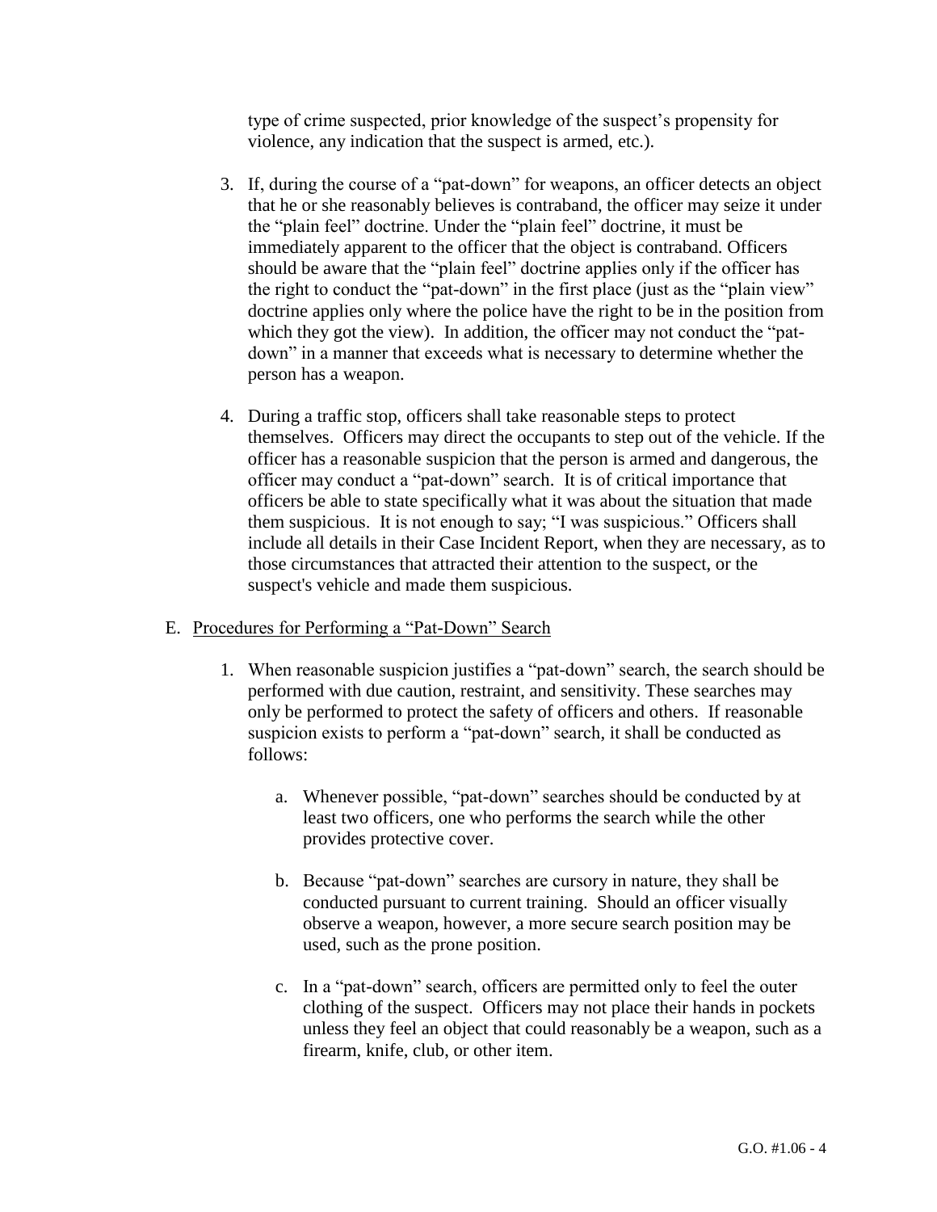type of crime suspected, prior knowledge of the suspect's propensity for violence, any indication that the suspect is armed, etc.).

3. If, during the course of a "pat-down" for weapons, an officer detects an object that he or she reasonably believes is contraband, the officer may seize it under the "plain feel" doctrine. Under the "plain feel" doctrine, it must be immediately apparent to the officer that the object is contraband. Officers should be aware that the "plain feel" doctrine applies only if the officer has the right to conduct the "pat-down" in the first place (just as the "plain view" doctrine applies only where the police have the right to be in the position from which they got the view). In addition, the officer may not conduct the "pat-down" in a manner that exceeds what is necessary to determine whether the person has a weapon.

4. During a traffic stop, officers shall take reasonable steps to protect themselves. Officers may direct the occupants to step out of the vehicle. If the officer has a reasonable suspicion that the person is armed and dangerous, the officer may conduct a "pat-down" search. It is of critical importance that officers be able to state specifically what it was about the situation that made them suspicious. It is not enough to say; "I was suspicious." Officers shall include all details in their Case Incident Report, when they are necessary, as to those circumstances that attracted their attention to the suspect, or the suspect's vehicle and made them suspicious.

E. <u>Procedures for Performing a "Pat-Down" Search</u>

1. When reasonable suspicion justifies a "pat-down" search, the search should be performed with due caution, restraint, and sensitivity. These searches may only be performed to protect the safety of officers and others. If reasonable suspicion exists to perform a "pat-down" search, it shall be conducted as follows:

    a. Whenever possible, "pat-down" searches should be conducted by at least two officers, one who performs the search while the other provides protective cover.

    b. Because "pat-down" searches are cursory in nature, they shall be conducted pursuant to current training. Should an officer visually observe a weapon, however, a more secure search position may be used, such as the prone position.

    c. In a "pat-down" search, officers are permitted only to feel the outer clothing of the suspect. Officers may not place their hands in pockets unless they feel an object that could reasonably be a weapon, such as a firearm, knife, club, or other item.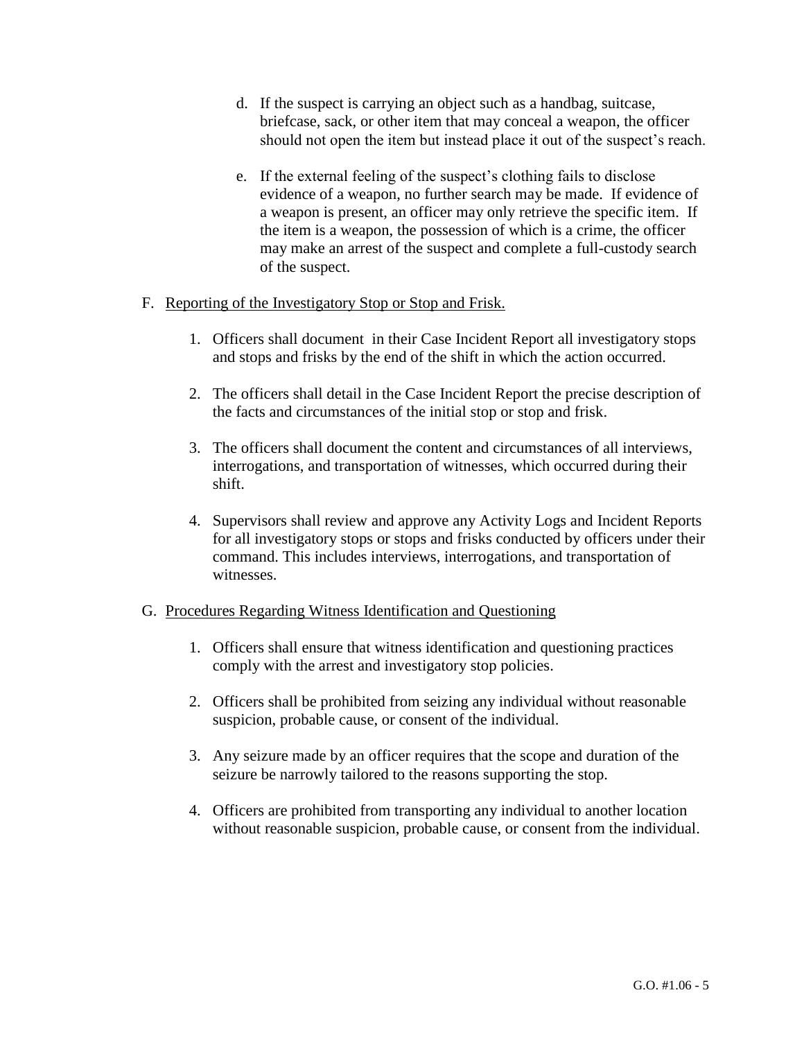d. If the suspect is carrying an object such as a handbag, suitcase, briefcase, sack, or other item that may conceal a weapon, the officer should not open the item but instead place it out of the suspect's reach.

e. If the external feeling of the suspect's clothing fails to disclose evidence of a weapon, no further search may be made. If evidence of a weapon is present, an officer may only retrieve the specific item. If the item is a weapon, the possession of which is a crime, the officer may make an arrest of the suspect and complete a full-custody search of the suspect.

F. <u>Reporting of the Investigatory Stop or Stop and Frisk.</u>

1. Officers shall document in their Case Incident Report all investigatory stops and stops and frisks by the end of the shift in which the action occurred.

2. The officers shall detail in the Case Incident Report the precise description of the facts and circumstances of the initial stop or stop and frisk.

3. The officers shall document the content and circumstances of all interviews, interrogations, and transportation of witnesses, which occurred during their shift.

4. Supervisors shall review and approve any Activity Logs and Incident Reports for all investigatory stops or stops and frisks conducted by officers under their command. This includes interviews, interrogations, and transportation of witnesses.

G. <u>Procedures Regarding Witness Identification and Questioning</u>

1. Officers shall ensure that witness identification and questioning practices comply with the arrest and investigatory stop policies.

2. Officers shall be prohibited from seizing any individual without reasonable suspicion, probable cause, or consent of the individual.

3. Any seizure made by an officer requires that the scope and duration of the seizure be narrowly tailored to the reasons supporting the stop.

4. Officers are prohibited from transporting any individual to another location without reasonable suspicion, probable cause, or consent from the individual.